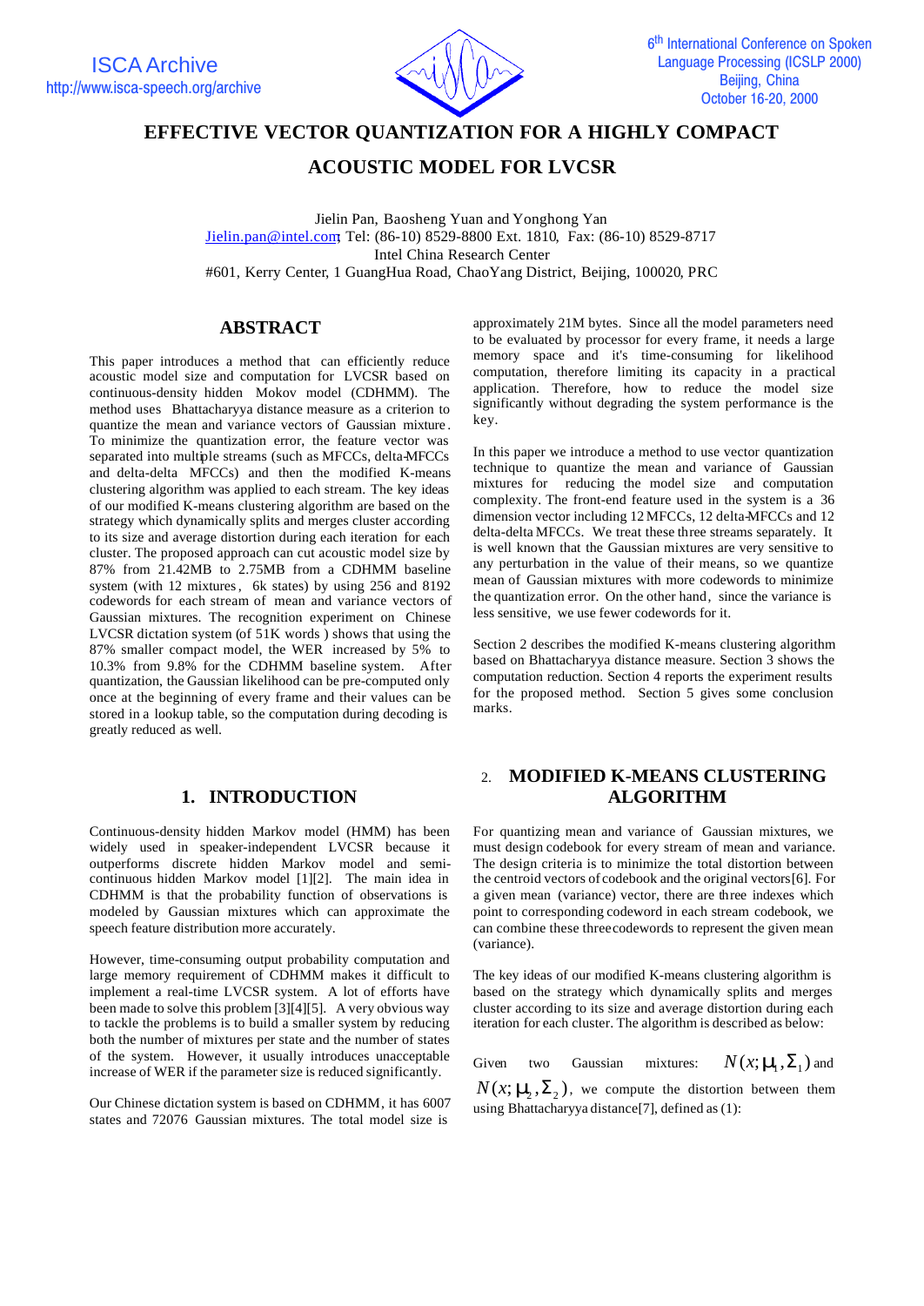ISCA Archive
http://www.isca-speech.org/archive

6th International Conference on Spoken Language Processing (ICSLP 2000)
Beijing, China
October 16-20, 2000

# EFFECTIVE VECTOR QUANTIZATION FOR A HIGHLY COMPACT ACOUSTIC MODEL FOR LVCSR

Jielin Pan, Baosheng Yuan and Yonghong Yan
Jielin.pan@intel.com; Tel: (86-10) 8529-8800 Ext. 1810, Fax: (86-10) 8529-8717
Intel China Research Center
#601, Kerry Center, 1 GuangHua Road, ChaoYang District, Beijing, 100020, PRC

## ABSTRACT

This paper introduces a method that can efficiently reduce acoustic model size and computation for LVCSR based on continuous-density hidden Mokov model (CDHMM). The method uses Bhattacharyya distance measure as a criterion to quantize the mean and variance vectors of Gaussian mixture. To minimize the quantization error, the feature vector was separated into multiple streams (such as MFCCs, delta-MFCCs and delta-delta MFCCs) and then the modified K-means clustering algorithm was applied to each stream. The key ideas of our modified K-means clustering algorithm are based on the strategy which dynamically splits and merges cluster according to its size and average distortion during each iteration for each cluster. The proposed approach can cut acoustic model size by 87% from 21.42MB to 2.75MB from a CDHMM baseline system (with 12 mixtures, 6k states) by using 256 and 8192 codewords for each stream of mean and variance vectors of Gaussian mixtures. The recognition experiment on Chinese LVCSR dictation system (of 51K words ) shows that using the 87% smaller compact model, the WER increased by 5% to 10.3% from 9.8% for the CDHMM baseline system. After quantization, the Gaussian likelihood can be pre-computed only once at the beginning of every frame and their values can be stored in a lookup table, so the computation during decoding is greatly reduced as well.

## 1. INTRODUCTION

Continuous-density hidden Markov model (HMM) has been widely used in speaker-independent LVCSR because it outperforms discrete hidden Markov model and semi-continuous hidden Markov model [1][2]. The main idea in CDHMM is that the probability function of observations is modeled by Gaussian mixtures which can approximate the speech feature distribution more accurately.

However, time-consuming output probability computation and large memory requirement of CDHMM makes it difficult to implement a real-time LVCSR system. A lot of efforts have been made to solve this problem [3][4][5]. A very obvious way to tackle the problems is to build a smaller system by reducing both the number of mixtures per state and the number of states of the system. However, it usually introduces unacceptable increase of WER if the parameter size is reduced significantly.

Our Chinese dictation system is based on CDHMM, it has 6007 states and 72076 Gaussian mixtures. The total model size is approximately 21M bytes. Since all the model parameters need to be evaluated by processor for every frame, it needs a large memory space and it's time-consuming for likelihood computation, therefore limiting its capacity in a practical application. Therefore, how to reduce the model size significantly without degrading the system performance is the key.

In this paper we introduce a method to use vector quantization technique to quantize the mean and variance of Gaussian mixtures for reducing the model size and computation complexity. The front-end feature used in the system is a 36 dimension vector including 12 MFCCs, 12 delta-MFCCs and 12 delta-delta MFCCs. We treat these three streams separately. It is well known that the Gaussian mixtures are very sensitive to any perturbation in the value of their means, so we quantize mean of Gaussian mixtures with more codewords to minimize the quantization error. On the other hand, since the variance is less sensitive, we use fewer codewords for it.

Section 2 describes the modified K-means clustering algorithm based on Bhattacharyya distance measure. Section 3 shows the computation reduction. Section 4 reports the experiment results for the proposed method. Section 5 gives some conclusion marks.

## 2. MODIFIED K-MEANS CLUSTERING ALGORITHM

For quantizing mean and variance of Gaussian mixtures, we must design codebook for every stream of mean and variance. The design criteria is to minimize the total distortion between the centroid vectors of codebook and the original vectors[6]. For a given mean (variance) vector, there are three indexes which point to corresponding codeword in each stream codebook, we can combine these three codewords to represent the given mean (variance).

The key ideas of our modified K-means clustering algorithm is based on the strategy which dynamically splits and merges cluster according to its size and average distortion during each iteration for each cluster. The algorithm is described as below:

Given two Gaussian mixtures: $N(x;\mu_1,\Sigma_1)$ and $N(x;\mu_2,\Sigma_2)$, we compute the distortion between them using Bhattacharyya distance[7], defined as (1):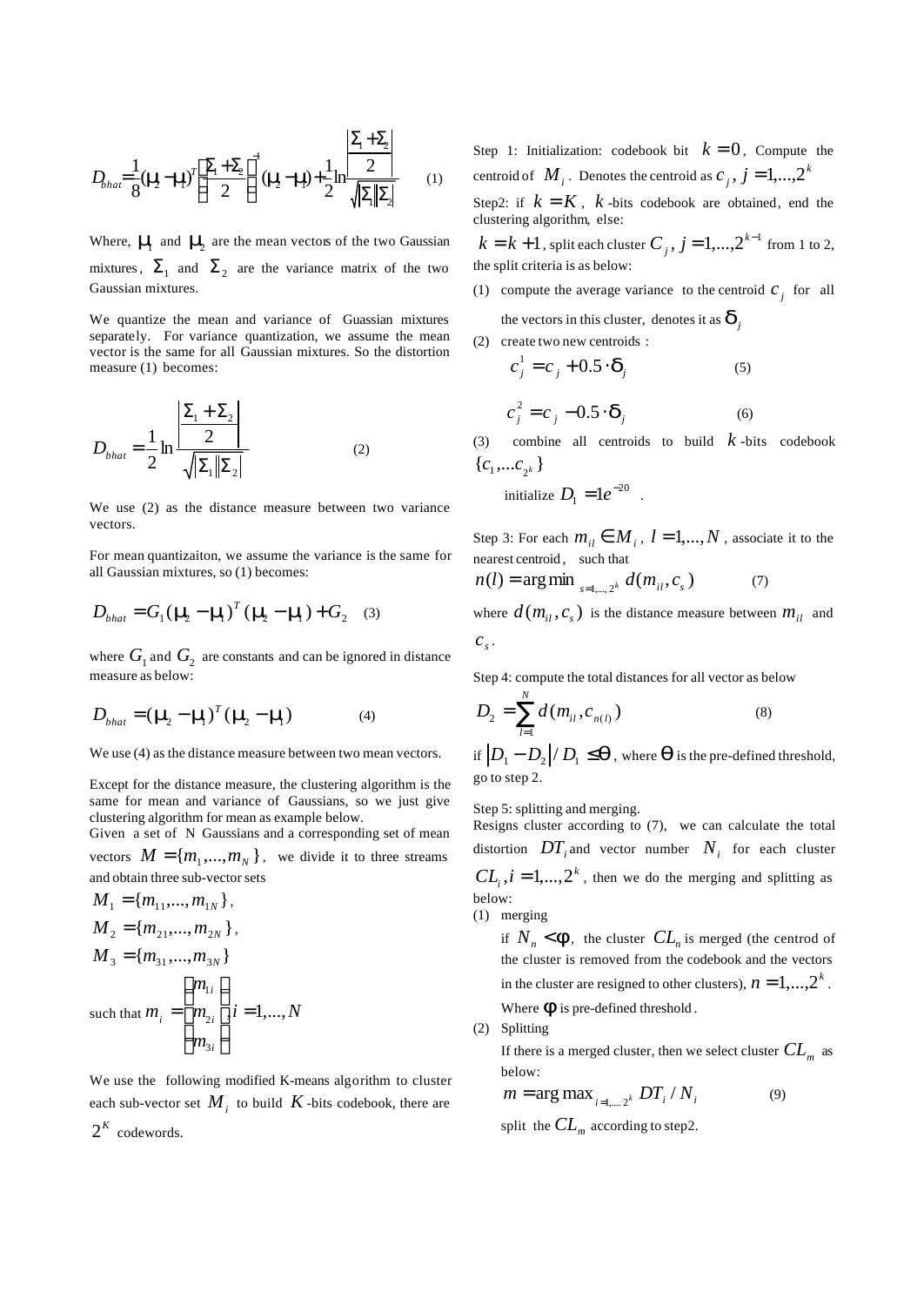$$D_{bhat} = \frac{1}{8}(\mu_2 - \mu_1)^T \left[\frac{\Sigma_1 + \Sigma_2}{2}\right]^{-1} (\mu_2 - \mu_1) + \frac{1}{2}\ln\frac{\left|\frac{\Sigma_1 + \Sigma_2}{2}\right|}{\sqrt{|\Sigma_1||\Sigma_2|}} \quad (1)$$

Where, $\mu_1$ and $\mu_2$ are the mean vectors of the two Gaussian mixtures, $\Sigma_1$ and $\Sigma_2$ are the variance matrix of the two Gaussian mixtures.

We quantize the mean and variance of Guassian mixtures separately. For variance quantization, we assume the mean vector is the same for all Gaussian mixtures. So the distortion measure (1) becomes:

$$D_{bhat} = \frac{1}{2}\ln\frac{\left|\frac{\Sigma_1 + \Sigma_2}{2}\right|}{\sqrt{|\Sigma_1||\Sigma_2|}} \quad (2)$$

We use (2) as the distance measure between two variance vectors.

For mean quantizaiton, we assume the variance is the same for all Gaussian mixtures, so (1) becomes:

$$D_{bhat} = G_1(\mu_2 - \mu_1)^T(\mu_2 - \mu_1) + G_2 \quad (3)$$

where $G_1$ and $G_2$ are constants and can be ignored in distance measure as below:

$$D_{bhat} = (\mu_2 - \mu_1)^T(\mu_2 - \mu_1) \quad (4)$$

We use (4) as the distance measure between two mean vectors.

Except for the distance measure, the clustering algorithm is the same for mean and variance of Gaussians, so we just give clustering algorithm for mean as example below.

Given a set of N Gaussians and a corresponding set of mean vectors $M = \{m_1, ..., m_N\}$, we divide it to three streams and obtain three sub-vector sets

$M_1 = \{m_{11}, ..., m_{1N}\}$,

$M_2 = \{m_{21}, ..., m_{2N}\}$,

$M_3 = \{m_{31}, ..., m_{3N}\}$

such that $m_i = \begin{bmatrix} m_{1i} \\ m_{2i} \\ m_{3i} \end{bmatrix}, i = 1, ..., N$

We use the following modified K-means algorithm to cluster each sub-vector set $M_i$ to build $K$-bits codebook, there are $2^K$ codewords.

Step 1: Initialization: codebook bit $k = 0$, Compute the centroid of $M_i$. Denotes the centroid as $c_j$, $j = 1, ..., 2^k$

Step2: if $k = K$, $k$-bits codebook are obtained, end the clustering algorithm, else:

$k = k + 1$, split each cluster $C_j$, $j = 1, ..., 2^{k-1}$ from 1 to 2, the split criteria is as below:

(1) compute the average variance to the centroid $c_j$ for all the vectors in this cluster, denotes it as $\delta_j$

(2) create two new centroids :

$$c_j^1 = c_j + 0.5 \cdot \delta_j \quad (5)$$

$$c_j^2 = c_j - 0.5 \cdot \delta_j \quad (6)$$

(3) combine all centroids to build $k$-bits codebook $\{c_1, ... c_{2^k}\}$

initialize $D_1 = 1e^{-20}$ .

Step 3: For each $m_{il} \in M_i$, $l = 1, ..., N$, associate it to the nearest centroid, such that

$$n(l) = \arg\min_{s=1,...,2^k} d(m_{il}, c_s) \quad (7)$$

where $d(m_{il}, c_s)$ is the distance measure between $m_{il}$ and $c_s$.

Step 4: compute the total distances for all vector as below

$$D_2 = \sum_{l=1}^{N} d(m_{il}, c_{n(l)}) \quad (8)$$

if $|D_1 - D_2| / D_1 \leq \theta$, where $\theta$ is the pre-defined threshold, go to step 2.

Step 5: splitting and merging.

Resigns cluster according to (7), we can calculate the total distortion $DT_i$ and vector number $N_i$ for each cluster $CL_i, i = 1, ..., 2^k$, then we do the merging and splitting as below:

(1) merging

if $N_n < \phi$, the cluster $CL_n$ is merged (the centrod of the cluster is removed from the codebook and the vectors in the cluster are resigned to other clusters), $n = 1, ..., 2^k$. Where $\phi$ is pre-defined threshold.

(2) Splitting

If there is a merged cluster, then we select cluster $CL_m$ as below:

$$m = \arg\max_{i=1,...,2^k} DT_i / N_i \quad (9)$$

split the $CL_m$ according to step2.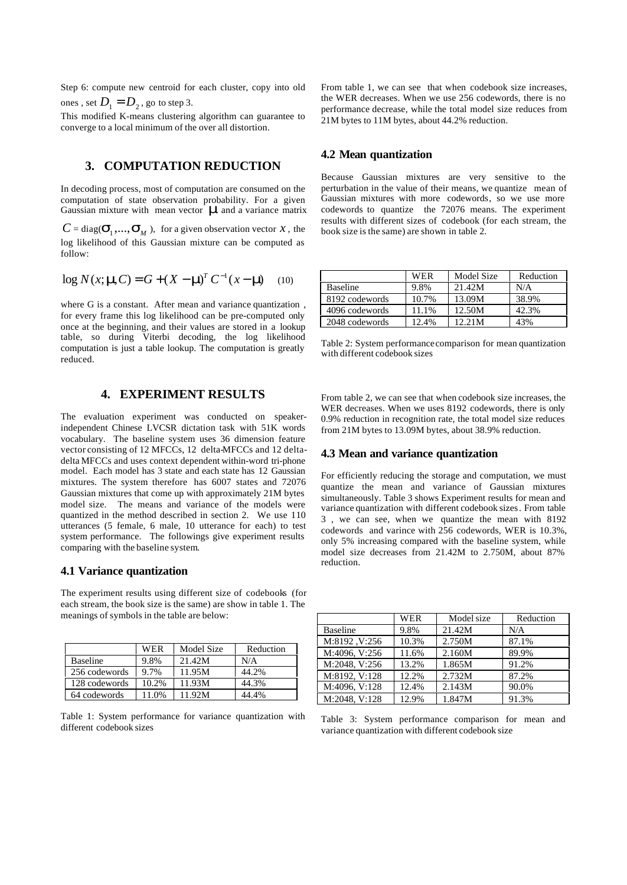Step 6: compute new centroid for each cluster, copy into old ones , set $D_1 = D_2$ , go to step 3.

This modified K-means clustering algorithm can guarantee to converge to a local minimum of the over all distortion.

## 3. COMPUTATION REDUCTION

In decoding process, most of computation are consumed on the computation of state observation probability. For a given Gaussian mixture with mean vector $\mu$ and a variance matrix $C = \text{diag}(\sigma_1, ..., \sigma_M)$, for a given observation vector $x$, the log likelihood of this Gaussian mixture can be computed as follow:

$$\log N(x; \mu, C) = G + (X - \mu)^T C^{-1} (x - \mu) \quad (10)$$

where G is a constant. After mean and variance quantization , for every frame this log likelihood can be pre-computed only once at the beginning, and their values are stored in a lookup table, so during Viterbi decoding, the log likelihood computation is just a table lookup. The computation is greatly reduced.

## 4. EXPERIMENT RESULTS

The evaluation experiment was conducted on speaker-independent Chinese LVCSR dictation task with 51K words vocabulary. The baseline system uses 36 dimension feature vector consisting of 12 MFCCs, 12 delta-MFCCs and 12 delta-delta MFCCs and uses context dependent within-word tri-phone model. Each model has 3 state and each state has 12 Gaussian mixtures. The system therefore has 6007 states and 72076 Gaussian mixtures that come up with approximately 21M bytes model size. The means and variance of the models were quantized in the method described in section 2. We use 110 utterances (5 female, 6 male, 10 utterance for each) to test system performance. The followings give experiment results comparing with the baseline system.

### 4.1 Variance quantization

The experiment results using different size of codebooks (for each stream, the book size is the same) are show in table 1. The meanings of symbols in the table are below:

| | WER | Model Size | Reduction |
|---|---|---|---|
| Baseline | 9.8% | 21.42M | N/A |
| 256 codewords | 9.7% | 11.95M | 44.2% |
| 128 codewords | 10.2% | 11.93M | 44.3% |
| 64 codewords | 11.0% | 11.92M | 44.4% |

Table 1: System performance for variance quantization with different codebook sizes

From table 1, we can see that when codebook size increases, the WER decreases. When we use 256 codewords, there is no performance decrease, while the total model size reduces from 21M bytes to 11M bytes, about 44.2% reduction.

### 4.2 Mean quantization

Because Gaussian mixtures are very sensitive to the perturbation in the value of their means, we quantize mean of Gaussian mixtures with more codewords, so we use more codewords to quantize the 72076 means. The experiment results with different sizes of codebook (for each stream, the book size is the same) are shown in table 2.

| | WER | Model Size | Reduction |
|---|---|---|---|
| Baseline | 9.8% | 21.42M | N/A |
| 8192 codewords | 10.7% | 13.09M | 38.9% |
| 4096 codewords | 11.1% | 12.50M | 42.3% |
| 2048 codewords | 12.4% | 12.21M | 43% |

Table 2: System performance comparison for mean quantization with different codebook sizes

From table 2, we can see that when codebook size increases, the WER decreases. When we uses 8192 codewords, there is only 0.9% reduction in recognition rate, the total model size reduces from 21M bytes to 13.09M bytes, about 38.9% reduction.

### 4.3 Mean and variance quantization

For efficiently reducing the storage and computation, we must quantize the mean and variance of Gaussian mixtures simultaneously. Table 3 shows Experiment results for mean and variance quantization with different codebook sizes. From table 3 , we can see, when we quantize the mean with 8192 codewords and varince with 256 codewords, WER is 10.3%, only 5% increasing compared with the baseline system, while model size decreases from 21.42M to 2.750M, about 87% reduction.

| | WER | Model size | Reduction |
|---|---|---|---|
| Baseline | 9.8% | 21.42M | N/A |
| M:8192 ,V:256 | 10.3% | 2.750M | 87.1% |
| M:4096, V:256 | 11.6% | 2.160M | 89.9% |
| M:2048, V:256 | 13.2% | 1.865M | 91.2% |
| M:8192, V:128 | 12.2% | 2.732M | 87.2% |
| M:4096, V:128 | 12.4% | 2.143M | 90.0% |
| M:2048, V:128 | 12.9% | 1.847M | 91.3% |

Table 3: System performance comparison for mean and variance quantization with different codebook size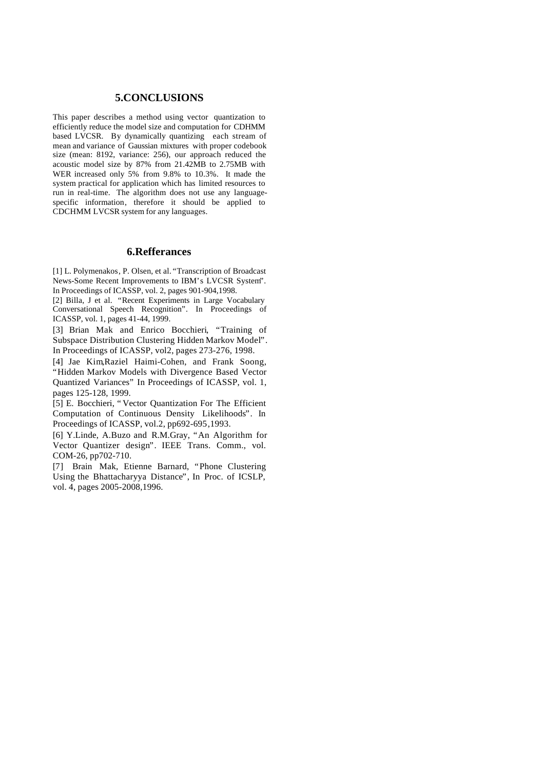## 5.CONCLUSIONS

This paper describes a method using vector quantization to efficiently reduce the model size and computation for CDHMM based LVCSR. By dynamically quantizing each stream of mean and variance of Gaussian mixtures with proper codebook size (mean: 8192, variance: 256), our approach reduced the acoustic model size by 87% from 21.42MB to 2.75MB with WER increased only 5% from 9.8% to 10.3%. It made the system practical for application which has limited resources to run in real-time. The algorithm does not use any language-specific information, therefore it should be applied to CDCHMM LVCSR system for any languages.

## 6.Refferances

[1] L. Polymenakos, P. Olsen, et al. "Transcription of Broadcast News-Some Recent Improvements to IBM's LVCSR System". In Proceedings of ICASSP, vol. 2, pages 901-904,1998.

[2] Billa, J et al. "Recent Experiments in Large Vocabulary Conversational Speech Recognition". In Proceedings of ICASSP, vol. 1, pages 41-44, 1999.

[3] Brian Mak and Enrico Bocchieri, "Training of Subspace Distribution Clustering Hidden Markov Model". In Proceedings of ICASSP, vol2, pages 273-276, 1998.

[4] Jae Kim,Raziel Haimi-Cohen, and Frank Soong, "Hidden Markov Models with Divergence Based Vector Quantized Variances" In Proceedings of ICASSP, vol. 1, pages 125-128, 1999.

[5] E. Bocchieri, " Vector Quantization For The Efficient Computation of Continuous Density Likelihoods". In Proceedings of ICASSP, vol.2, pp692-695,1993.

[6] Y.Linde, A.Buzo and R.M.Gray, "An Algorithm for Vector Quantizer design". IEEE Trans. Comm., vol. COM-26, pp702-710.

[7] Brain Mak, Etienne Barnard, "Phone Clustering Using the Bhattacharyya Distance", In Proc. of ICSLP, vol. 4, pages 2005-2008,1996.